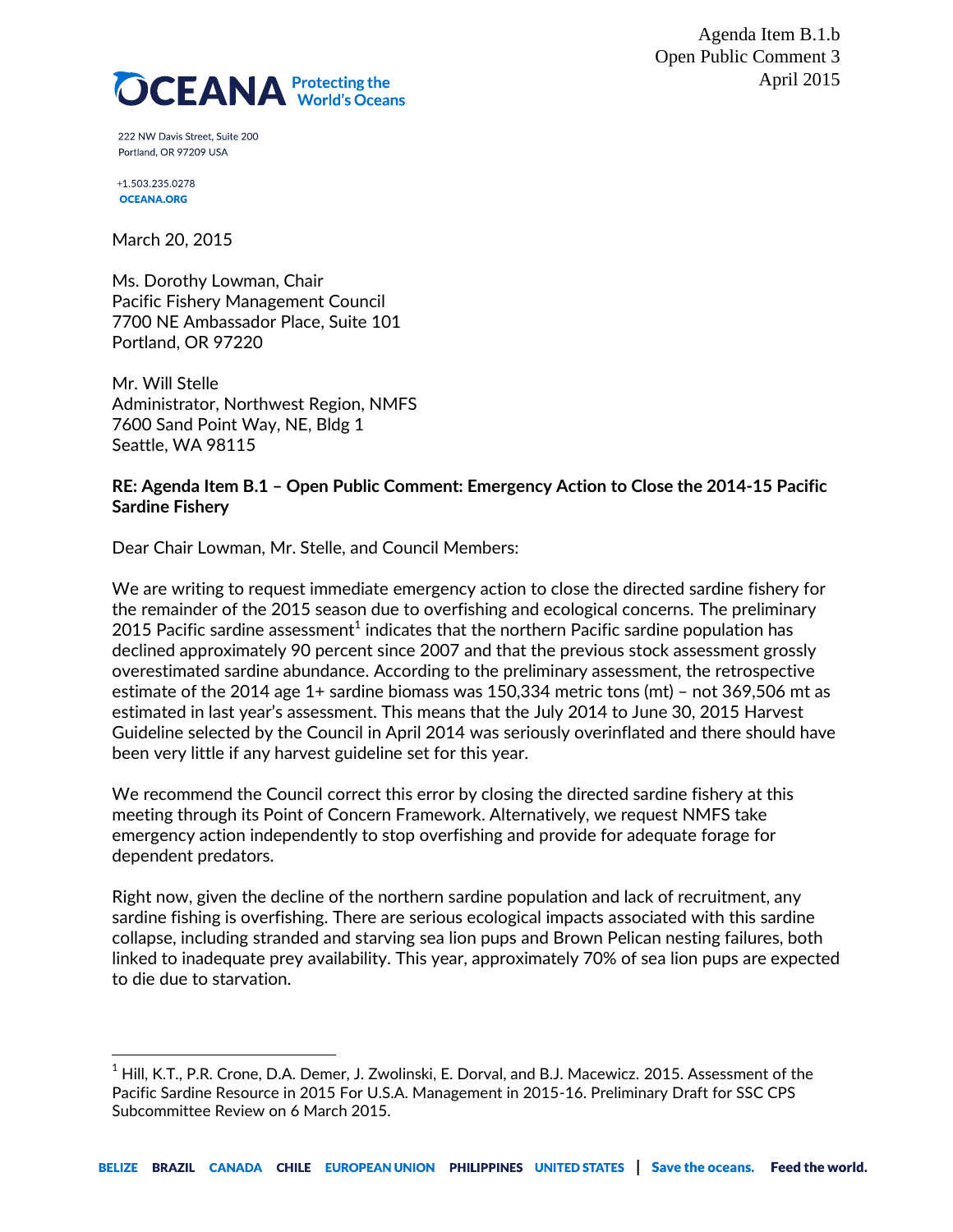Agenda Item B.1.b
Open Public Comment 3
April 2015

OCEANA Protecting the World's Oceans

222 NW Davis Street, Suite 200
Portland, OR 97209 USA

+1.503.235.0278
OCEANA.ORG

March 20, 2015

Ms. Dorothy Lowman, Chair
Pacific Fishery Management Council
7700 NE Ambassador Place, Suite 101
Portland, OR 97220

Mr. Will Stelle
Administrator, Northwest Region, NMFS
7600 Sand Point Way, NE, Bldg 1
Seattle, WA 98115

**RE: Agenda Item B.1 – Open Public Comment: Emergency Action to Close the 2014-15 Pacific Sardine Fishery**

Dear Chair Lowman, Mr. Stelle, and Council Members:

We are writing to request immediate emergency action to close the directed sardine fishery for the remainder of the 2015 season due to overfishing and ecological concerns. The preliminary 2015 Pacific sardine assessment[1] indicates that the northern Pacific sardine population has declined approximately 90 percent since 2007 and that the previous stock assessment grossly overestimated sardine abundance. According to the preliminary assessment, the retrospective estimate of the 2014 age 1+ sardine biomass was 150,334 metric tons (mt) – not 369,506 mt as estimated in last year's assessment. This means that the July 2014 to June 30, 2015 Harvest Guideline selected by the Council in April 2014 was seriously overinflated and there should have been very little if any harvest guideline set for this year.

We recommend the Council correct this error by closing the directed sardine fishery at this meeting through its Point of Concern Framework. Alternatively, we request NMFS take emergency action independently to stop overfishing and provide for adequate forage for dependent predators.

Right now, given the decline of the northern sardine population and lack of recruitment, any sardine fishing is overfishing. There are serious ecological impacts associated with this sardine collapse, including stranded and starving sea lion pups and Brown Pelican nesting failures, both linked to inadequate prey availability. This year, approximately 70% of sea lion pups are expected to die due to starvation.

[1] Hill, K.T., P.R. Crone, D.A. Demer, J. Zwolinski, E. Dorval, and B.J. Macewicz. 2015. Assessment of the Pacific Sardine Resource in 2015 For U.S.A. Management in 2015-16. Preliminary Draft for SSC CPS Subcommittee Review on 6 March 2015.

BELIZE BRAZIL CANADA CHILE EUROPEAN UNION PHILIPPINES UNITED STATES | Save the oceans. Feed the world.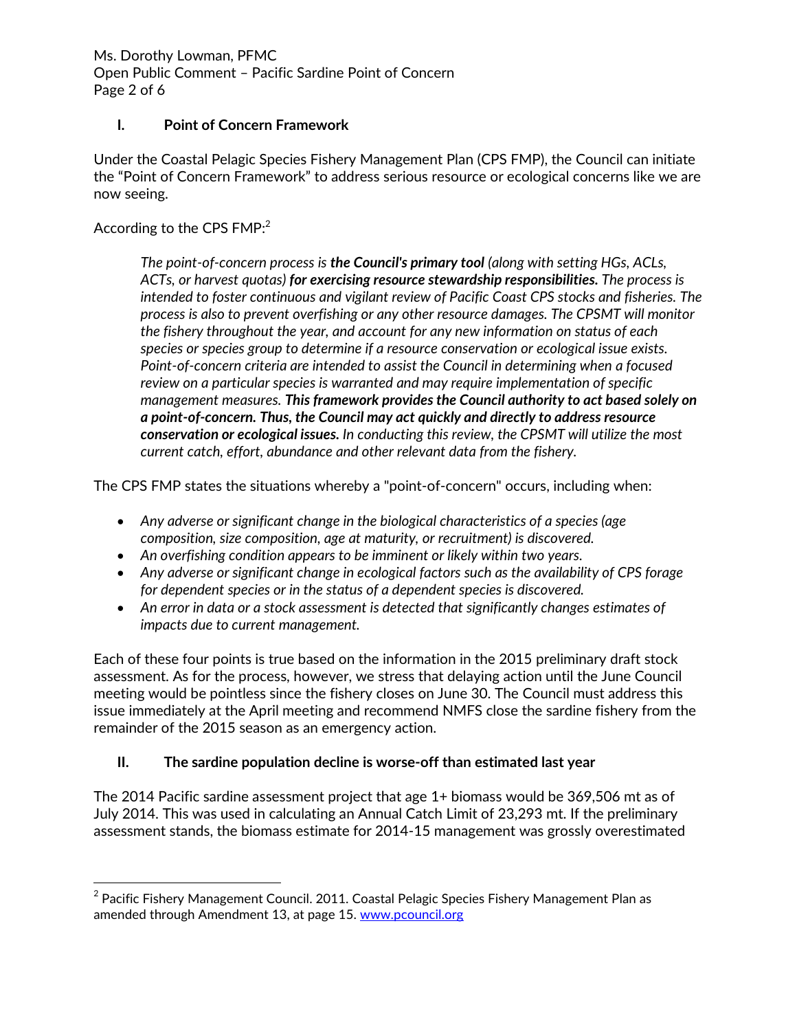## I. Point of Concern Framework

Under the Coastal Pelagic Species Fishery Management Plan (CPS FMP), the Council can initiate the "Point of Concern Framework" to address serious resource or ecological concerns like we are now seeing.

According to the CPS FMP:[2]

> *The point-of-concern process is **the Council's primary tool** (along with setting HGs, ACLs, ACTs, or harvest quotas) **for exercising resource stewardship responsibilities.** The process is intended to foster continuous and vigilant review of Pacific Coast CPS stocks and fisheries. The process is also to prevent overfishing or any other resource damages. The CPSMT will monitor the fishery throughout the year, and account for any new information on status of each species or species group to determine if a resource conservation or ecological issue exists. Point-of-concern criteria are intended to assist the Council in determining when a focused review on a particular species is warranted and may require implementation of specific management measures. **This framework provides the Council authority to act based solely on a point-of-concern. Thus, the Council may act quickly and directly to address resource conservation or ecological issues.** In conducting this review, the CPSMT will utilize the most current catch, effort, abundance and other relevant data from the fishery.*

The CPS FMP states the situations whereby a "point-of-concern" occurs, including when:

- *Any adverse or significant change in the biological characteristics of a species (age composition, size composition, age at maturity, or recruitment) is discovered.*
- *An overfishing condition appears to be imminent or likely within two years.*
- *Any adverse or significant change in ecological factors such as the availability of CPS forage for dependent species or in the status of a dependent species is discovered.*
- *An error in data or a stock assessment is detected that significantly changes estimates of impacts due to current management.*

Each of these four points is true based on the information in the 2015 preliminary draft stock assessment. As for the process, however, we stress that delaying action until the June Council meeting would be pointless since the fishery closes on June 30. The Council must address this issue immediately at the April meeting and recommend NMFS close the sardine fishery from the remainder of the 2015 season as an emergency action.

## II. The sardine population decline is worse-off than estimated last year

The 2014 Pacific sardine assessment project that age 1+ biomass would be 369,506 mt as of July 2014. This was used in calculating an Annual Catch Limit of 23,293 mt. If the preliminary assessment stands, the biomass estimate for 2014-15 management was grossly overestimated

---

[2] Pacific Fishery Management Council. 2011. Coastal Pelagic Species Fishery Management Plan as amended through Amendment 13, at page 15. www.pcouncil.org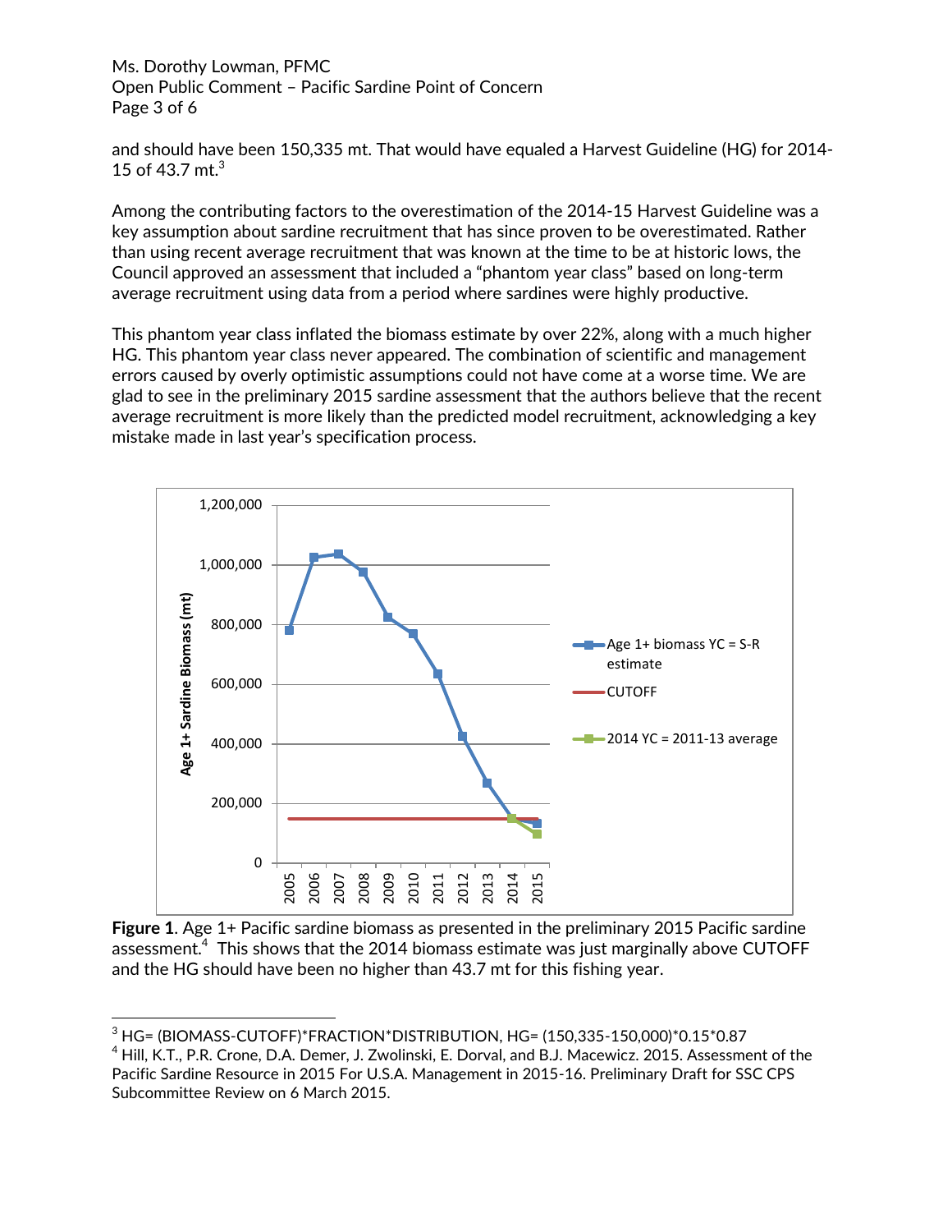and should have been 150,335 mt. That would have equaled a Harvest Guideline (HG) for 2014-15 of 43.7 mt.[3]

Among the contributing factors to the overestimation of the 2014-15 Harvest Guideline was a key assumption about sardine recruitment that has since proven to be overestimated. Rather than using recent average recruitment that was known at the time to be at historic lows, the Council approved an assessment that included a "phantom year class" based on long-term average recruitment using data from a period where sardines were highly productive.

This phantom year class inflated the biomass estimate by over 22%, along with a much higher HG. This phantom year class never appeared. The combination of scientific and management errors caused by overly optimistic assumptions could not have come at a worse time. We are glad to see in the preliminary 2015 sardine assessment that the authors believe that the recent average recruitment is more likely than the predicted model recruitment, acknowledging a key mistake made in last year's specification process.

**Figure 1**. Age 1+ Pacific sardine biomass as presented in the preliminary 2015 Pacific sardine assessment.[4] This shows that the 2014 biomass estimate was just marginally above CUTOFF and the HG should have been no higher than 43.7 mt for this fishing year.

---

[3] HG= (BIOMASS-CUTOFF)*FRACTION*DISTRIBUTION, HG= (150,335-150,000)*0.15*0.87

[4] Hill, K.T., P.R. Crone, D.A. Demer, J. Zwolinski, E. Dorval, and B.J. Macewicz. 2015. Assessment of the Pacific Sardine Resource in 2015 For U.S.A. Management in 2015-16. Preliminary Draft for SSC CPS Subcommittee Review on 6 March 2015.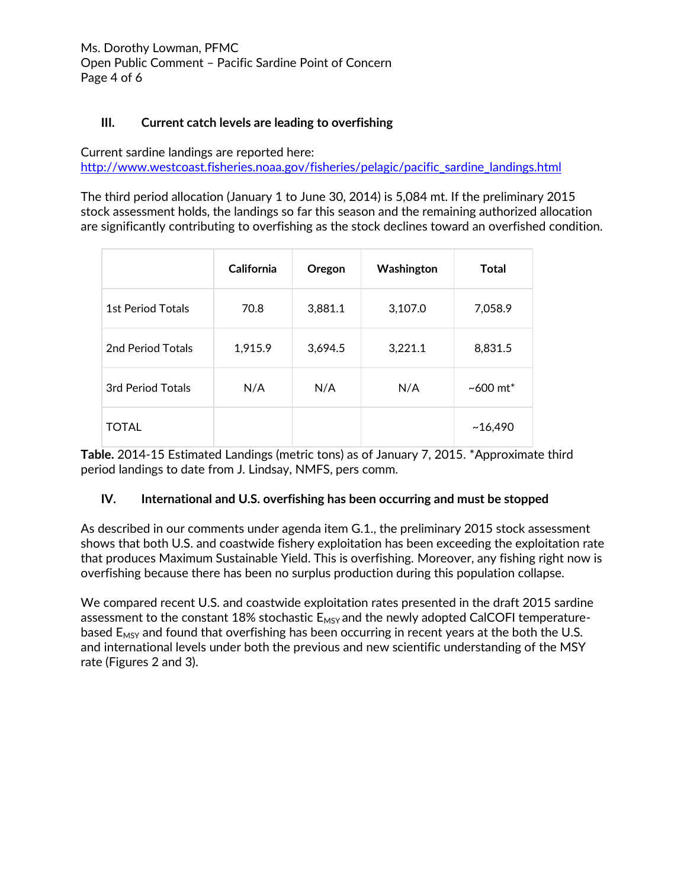### III. Current catch levels are leading to overfishing

Current sardine landings are reported here: http://www.westcoast.fisheries.noaa.gov/fisheries/pelagic/pacific_sardine_landings.html

The third period allocation (January 1 to June 30, 2014) is 5,084 mt. If the preliminary 2015 stock assessment holds, the landings so far this season and the remaining authorized allocation are significantly contributing to overfishing as the stock declines toward an overfished condition.

| | California | Oregon | Washington | Total |
|---|---|---|---|---|
| 1st Period Totals | 70.8 | 3,881.1 | 3,107.0 | 7,058.9 |
| 2nd Period Totals | 1,915.9 | 3,694.5 | 3,221.1 | 8,831.5 |
| 3rd Period Totals | N/A | N/A | N/A | ~600 mt* |
| TOTAL | | | | ~16,490 |

**Table.** 2014-15 Estimated Landings (metric tons) as of January 7, 2015. *Approximate third period landings to date from J. Lindsay, NMFS, pers comm.

### IV. International and U.S. overfishing has been occurring and must be stopped

As described in our comments under agenda item G.1., the preliminary 2015 stock assessment shows that both U.S. and coastwide fishery exploitation has been exceeding the exploitation rate that produces Maximum Sustainable Yield. This is overfishing. Moreover, any fishing right now is overfishing because there has been no surplus production during this population collapse.

We compared recent U.S. and coastwide exploitation rates presented in the draft 2015 sardine assessment to the constant 18% stochastic $E_{MSY}$ and the newly adopted CalCOFI temperature-based $E_{MSY}$ and found that overfishing has been occurring in recent years at the both the U.S. and international levels under both the previous and new scientific understanding of the MSY rate (Figures 2 and 3).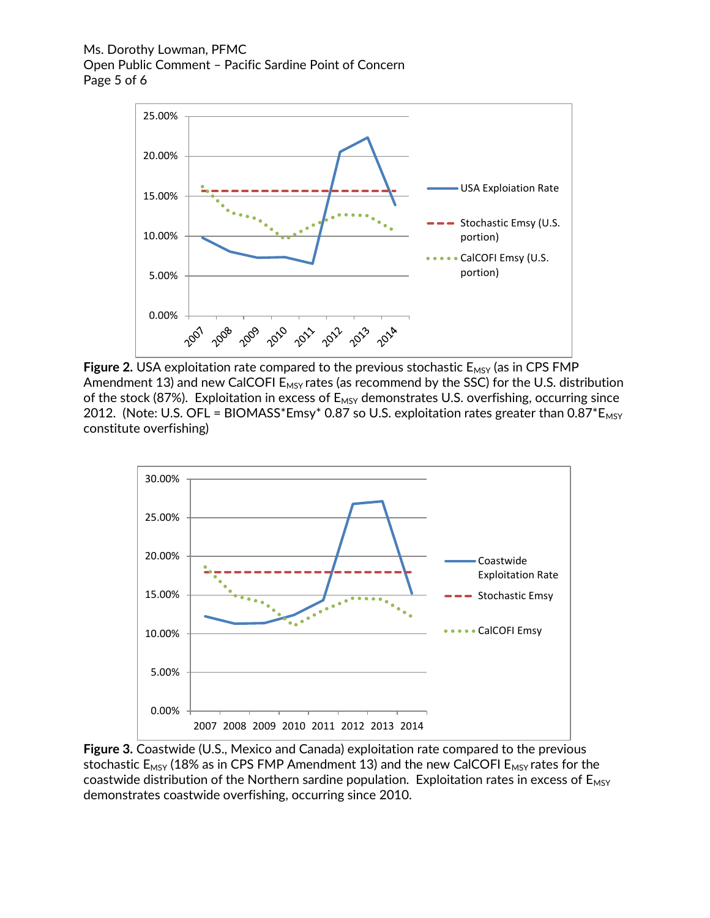Figure 2. USA exploitation rate compared to the previous stochastic $E_{MSY}$ (as in CPS FMP Amendment 13) and new CalCOFI $E_{MSY}$ rates (as recommend by the SSC) for the U.S. distribution of the stock (87%). Exploitation in excess of $E_{MSY}$ demonstrates U.S. overfishing, occurring since 2012. (Note: U.S. OFL = BIOMASS*Emsy* 0.87 so U.S. exploitation rates greater than $0.87*E_{MSY}$ constitute overfishing)

**Figure 3.** Coastwide (U.S., Mexico and Canada) exploitation rate compared to the previous stochastic $E_{MSY}$ (18% as in CPS FMP Amendment 13) and the new CalCOFI $E_{MSY}$ rates for the coastwide distribution of the Northern sardine population. Exploitation rates in excess of $E_{MSY}$ demonstrates coastwide overfishing, occurring since 2010.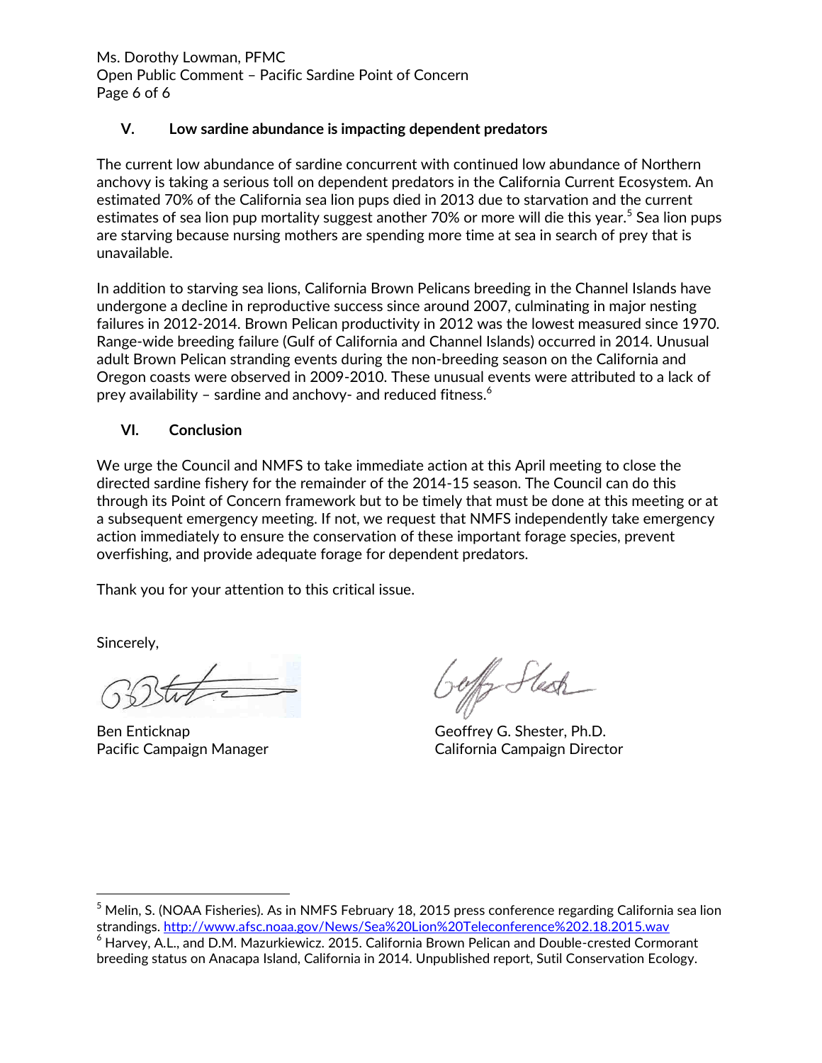## V. Low sardine abundance is impacting dependent predators

The current low abundance of sardine concurrent with continued low abundance of Northern anchovy is taking a serious toll on dependent predators in the California Current Ecosystem. An estimated 70% of the California sea lion pups died in 2013 due to starvation and the current estimates of sea lion pup mortality suggest another 70% or more will die this year.[5] Sea lion pups are starving because nursing mothers are spending more time at sea in search of prey that is unavailable.

In addition to starving sea lions, California Brown Pelicans breeding in the Channel Islands have undergone a decline in reproductive success since around 2007, culminating in major nesting failures in 2012-2014. Brown Pelican productivity in 2012 was the lowest measured since 1970. Range-wide breeding failure (Gulf of California and Channel Islands) occurred in 2014. Unusual adult Brown Pelican stranding events during the non-breeding season on the California and Oregon coasts were observed in 2009-2010. These unusual events were attributed to a lack of prey availability – sardine and anchovy- and reduced fitness.[6]

## VI. Conclusion

We urge the Council and NMFS to take immediate action at this April meeting to close the directed sardine fishery for the remainder of the 2014-15 season. The Council can do this through its Point of Concern framework but to be timely that must be done at this meeting or at a subsequent emergency meeting. If not, we request that NMFS independently take emergency action immediately to ensure the conservation of these important forage species, prevent overfishing, and provide adequate forage for dependent predators.

Thank you for your attention to this critical issue.

Sincerely,

Ben Enticknap
Pacific Campaign Manager

Geoffrey G. Shester, Ph.D.
California Campaign Director

---

[5] Melin, S. (NOAA Fisheries). As in NMFS February 18, 2015 press conference regarding California sea lion strandings. http://www.afsc.noaa.gov/News/Sea%20Lion%20Teleconference%202.18.2015.wav

[6] Harvey, A.L., and D.M. Mazurkiewicz. 2015. California Brown Pelican and Double-crested Cormorant breeding status on Anacapa Island, California in 2014. Unpublished report, Sutil Conservation Ecology.